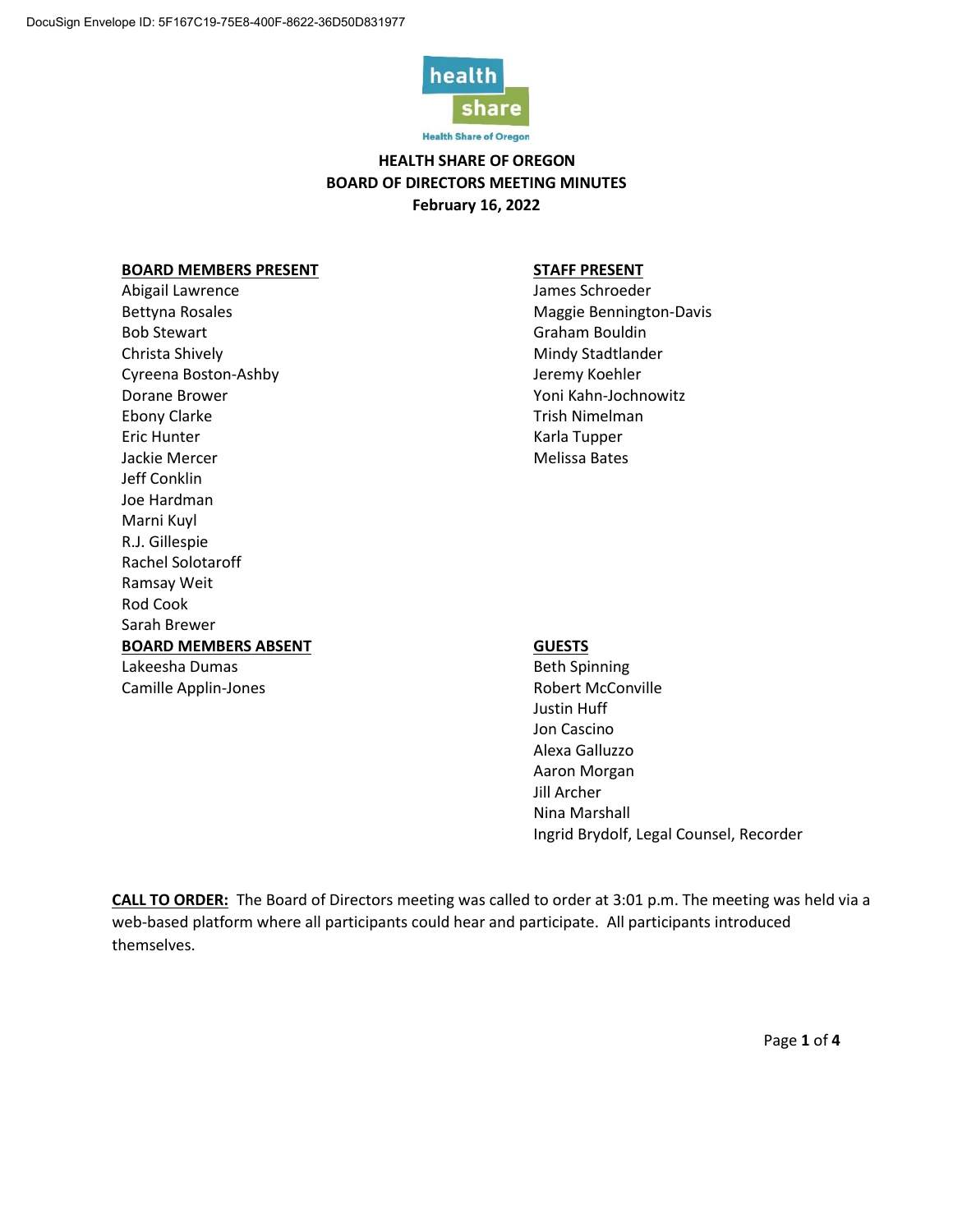# HEALTH SHARE OF OREGON
## BOARD OF DIRECTORS MEETING MINUTES
### February 16, 2022

**BOARD MEMBERS PRESENT**

Abigail Lawrence
Bettyna Rosales
Bob Stewart
Christa Shively
Cyreena Boston-Ashby
Dorane Brower
Ebony Clarke
Eric Hunter
Jackie Mercer
Jeff Conklin
Joe Hardman
Marni Kuyl
R.J. Gillespie
Rachel Solotaroff
Ramsay Weit
Rod Cook
Sarah Brewer

**BOARD MEMBERS ABSENT**

Lakeesha Dumas
Camille Applin-Jones

**STAFF PRESENT**

James Schroeder
Maggie Bennington-Davis
Graham Bouldin
Mindy Stadtlander
Jeremy Koehler
Yoni Kahn-Jochnowitz
Trish Nimelman
Karla Tupper
Melissa Bates

**GUESTS**

Beth Spinning
Robert McConville
Justin Huff
Jon Cascino
Alexa Galluzzo
Aaron Morgan
Jill Archer
Nina Marshall
Ingrid Brydolf, Legal Counsel, Recorder

**CALL TO ORDER:** The Board of Directors meeting was called to order at 3:01 p.m. The meeting was held via a web-based platform where all participants could hear and participate. All participants introduced themselves.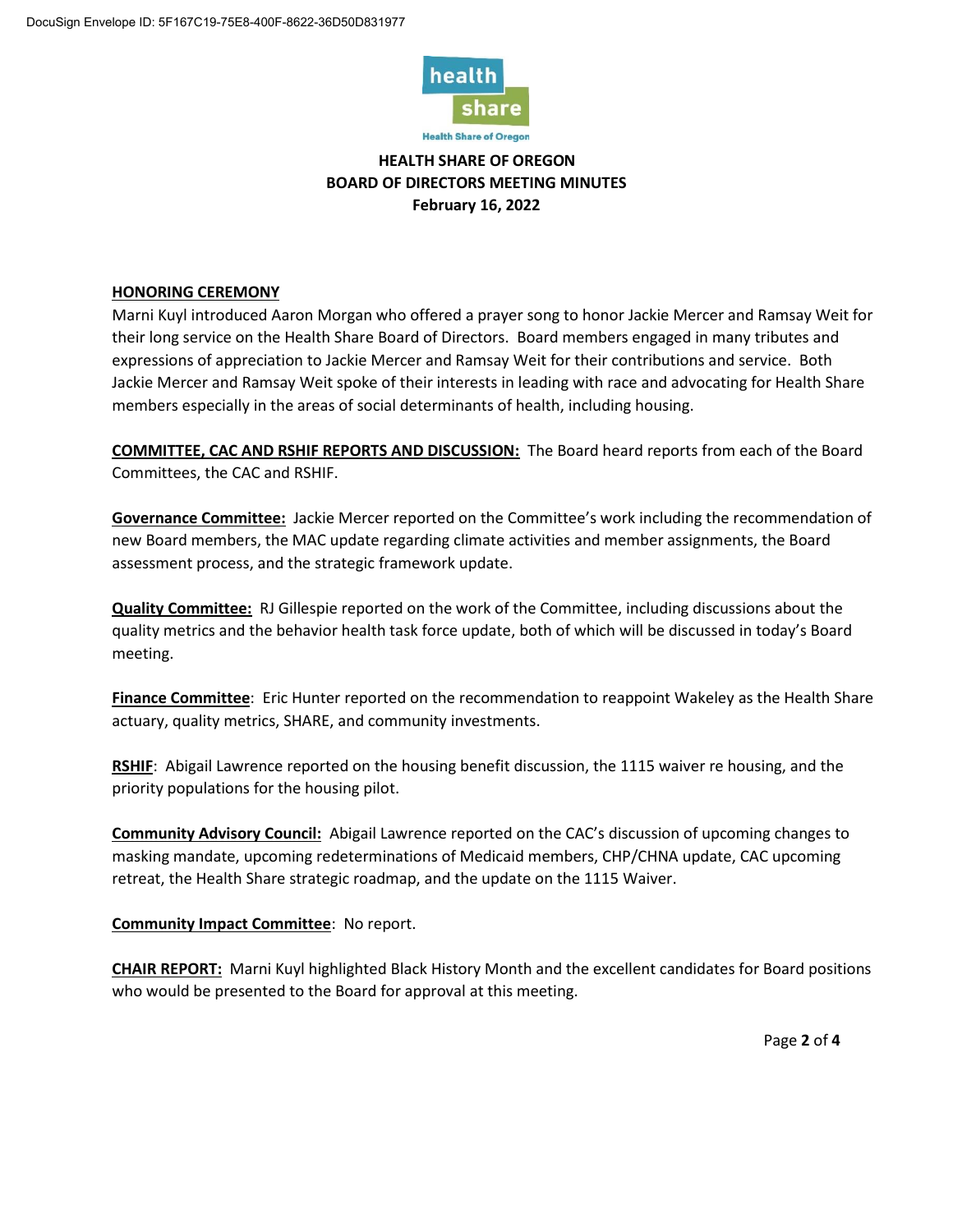HEALTH SHARE OF OREGON
BOARD OF DIRECTORS MEETING MINUTES
February 16, 2022

**HONORING CEREMONY**

Marni Kuyl introduced Aaron Morgan who offered a prayer song to honor Jackie Mercer and Ramsay Weit for their long service on the Health Share Board of Directors. Board members engaged in many tributes and expressions of appreciation to Jackie Mercer and Ramsay Weit for their contributions and service. Both Jackie Mercer and Ramsay Weit spoke of their interests in leading with race and advocating for Health Share members especially in the areas of social determinants of health, including housing.

**COMMITTEE, CAC AND RSHIF REPORTS AND DISCUSSION:** The Board heard reports from each of the Board Committees, the CAC and RSHIF.

**Governance Committee:** Jackie Mercer reported on the Committee's work including the recommendation of new Board members, the MAC update regarding climate activities and member assignments, the Board assessment process, and the strategic framework update.

**Quality Committee:** RJ Gillespie reported on the work of the Committee, including discussions about the quality metrics and the behavior health task force update, both of which will be discussed in today's Board meeting.

**Finance Committee**: Eric Hunter reported on the recommendation to reappoint Wakeley as the Health Share actuary, quality metrics, SHARE, and community investments.

**RSHIF**: Abigail Lawrence reported on the housing benefit discussion, the 1115 waiver re housing, and the priority populations for the housing pilot.

**Community Advisory Council:** Abigail Lawrence reported on the CAC's discussion of upcoming changes to masking mandate, upcoming redeterminations of Medicaid members, CHP/CHNA update, CAC upcoming retreat, the Health Share strategic roadmap, and the update on the 1115 Waiver.

**Community Impact Committee**: No report.

**CHAIR REPORT:** Marni Kuyl highlighted Black History Month and the excellent candidates for Board positions who would be presented to the Board for approval at this meeting.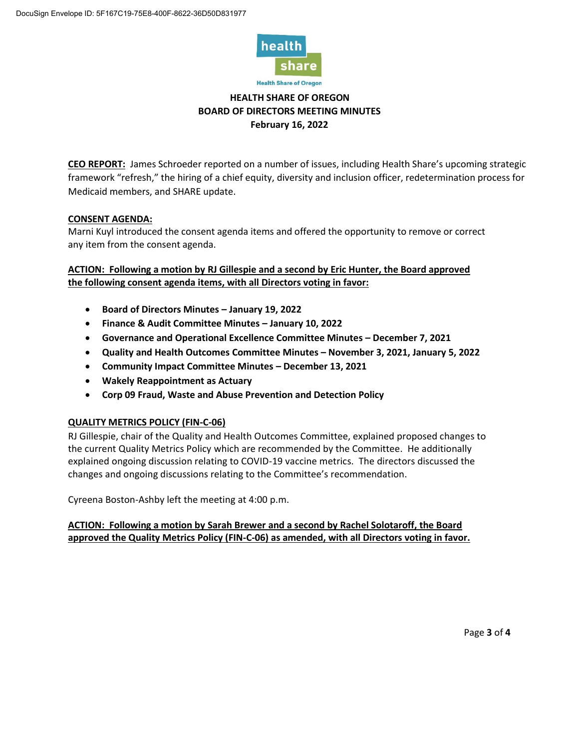# HEALTH SHARE OF OREGON
## BOARD OF DIRECTORS MEETING MINUTES
### February 16, 2022

**CEO REPORT:** James Schroeder reported on a number of issues, including Health Share's upcoming strategic framework "refresh," the hiring of a chief equity, diversity and inclusion officer, redetermination process for Medicaid members, and SHARE update.

**CONSENT AGENDA:**
Marni Kuyl introduced the consent agenda items and offered the opportunity to remove or correct any item from the consent agenda.

**ACTION: Following a motion by RJ Gillespie and a second by Eric Hunter, the Board approved the following consent agenda items, with all Directors voting in favor:**

- **Board of Directors Minutes – January 19, 2022**
- **Finance & Audit Committee Minutes – January 10, 2022**
- **Governance and Operational Excellence Committee Minutes – December 7, 2021**
- **Quality and Health Outcomes Committee Minutes – November 3, 2021, January 5, 2022**
- **Community Impact Committee Minutes – December 13, 2021**
- **Wakely Reappointment as Actuary**
- **Corp 09 Fraud, Waste and Abuse Prevention and Detection Policy**

**QUALITY METRICS POLICY (FIN-C-06)**
RJ Gillespie, chair of the Quality and Health Outcomes Committee, explained proposed changes to the current Quality Metrics Policy which are recommended by the Committee. He additionally explained ongoing discussion relating to COVID-19 vaccine metrics. The directors discussed the changes and ongoing discussions relating to the Committee's recommendation.

Cyreena Boston-Ashby left the meeting at 4:00 p.m.

**ACTION: Following a motion by Sarah Brewer and a second by Rachel Solotaroff, the Board approved the Quality Metrics Policy (FIN-C-06) as amended, with all Directors voting in favor.**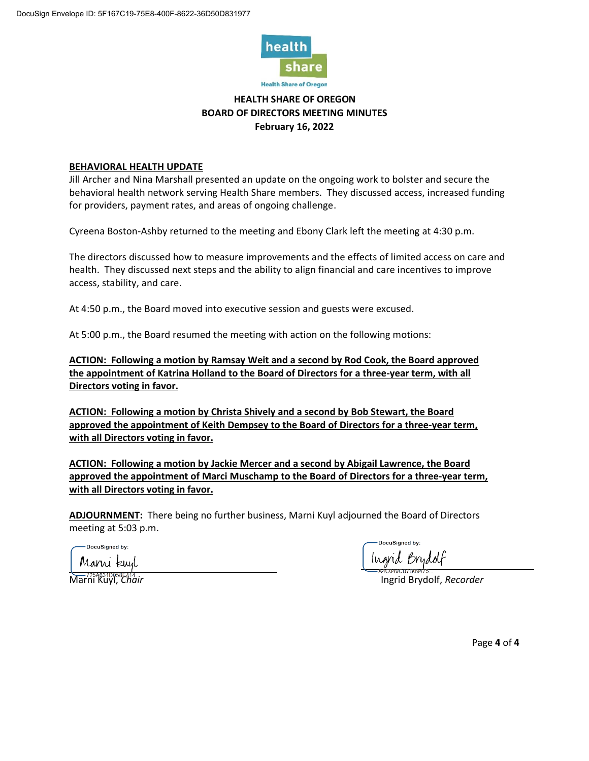**HEALTH SHARE OF OREGON**
**BOARD OF DIRECTORS MEETING MINUTES**
**February 16, 2022**

## BEHAVIORAL HEALTH UPDATE

Jill Archer and Nina Marshall presented an update on the ongoing work to bolster and secure the behavioral health network serving Health Share members. They discussed access, increased funding for providers, payment rates, and areas of ongoing challenge.

Cyreena Boston-Ashby returned to the meeting and Ebony Clark left the meeting at 4:30 p.m.

The directors discussed how to measure improvements and the effects of limited access on care and health. They discussed next steps and the ability to align financial and care incentives to improve access, stability, and care.

At 4:50 p.m., the Board moved into executive session and guests were excused.

At 5:00 p.m., the Board resumed the meeting with action on the following motions:

**ACTION: Following a motion by Ramsay Weit and a second by Rod Cook, the Board approved the appointment of Katrina Holland to the Board of Directors for a three-year term, with all Directors voting in favor.**

**ACTION: Following a motion by Christa Shively and a second by Bob Stewart, the Board approved the appointment of Keith Dempsey to the Board of Directors for a three-year term, with all Directors voting in favor.**

**ACTION: Following a motion by Jackie Mercer and a second by Abigail Lawrence, the Board approved the appointment of Marci Muschamp to the Board of Directors for a three-year term, with all Directors voting in favor.**

**ADJOURNMENT:** There being no further business, Marni Kuyl adjourned the Board of Directors meeting at 5:03 p.m.

DocuSigned by: Marni Kuyl
725A631D058E414
Marni Kuyl, *Chair*

DocuSigned by: Ingrid Brydolf
A4C049CB7B09475
Ingrid Brydolf, *Recorder*